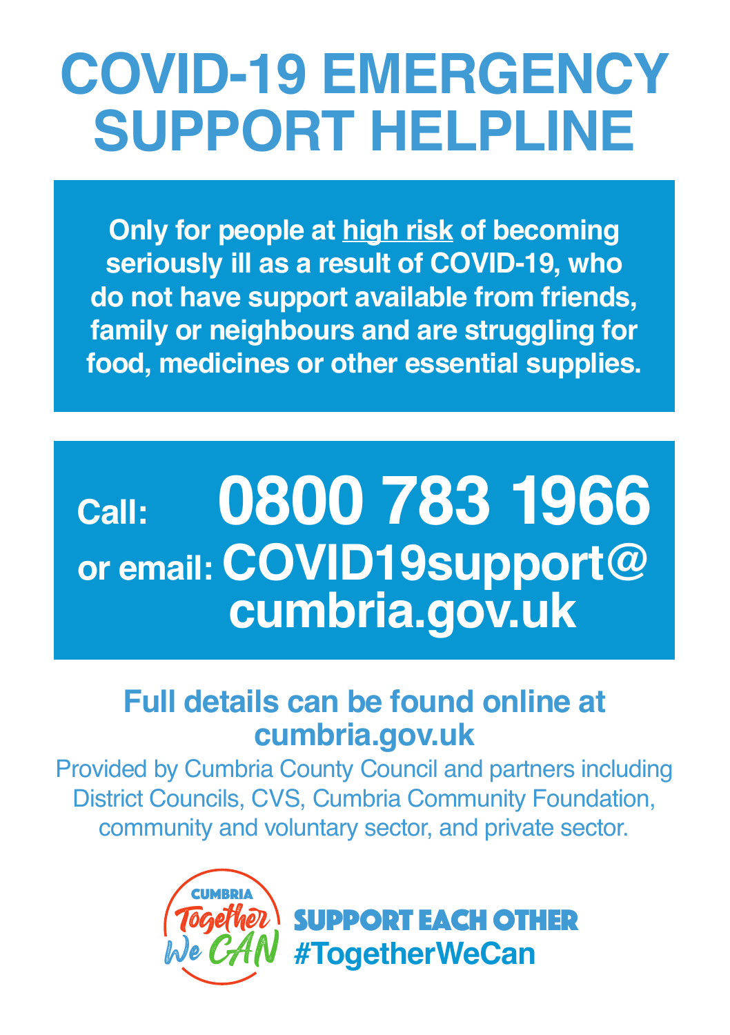# COVID-19 EMERGENCY SUPPORT HELPLINE

**Only for people at <u>high risk</u> of becoming seriously ill as a result of COVID-19, who do not have support available from friends, family or neighbours and are struggling for food, medicines or other essential supplies.**

**Call: 0800 783 1966**

**or email: COVID19support@cumbria.gov.uk**

**Full details can be found online at cumbria.gov.uk**

Provided by Cumbria County Council and partners including District Councils, CVS, Cumbria Community Foundation, community and voluntary sector, and private sector.

CUMBRIA Together We CAN

**SUPPORT EACH OTHER**
**#TogetherWeCan**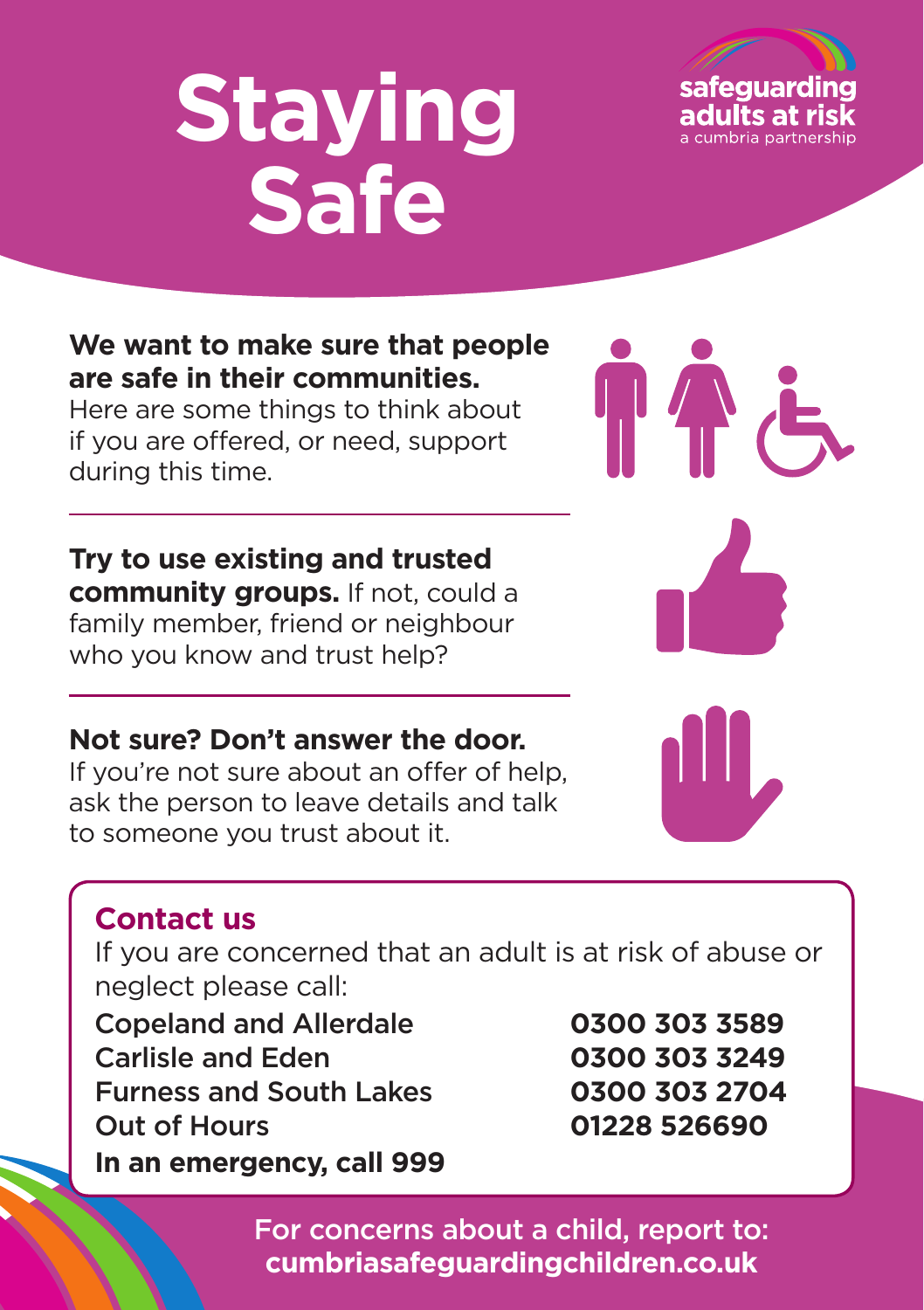# Staying Safe

safeguarding adults at risk
a cumbria partnership

**We want to make sure that people are safe in their communities.**
Here are some things to think about if you are offered, or need, support during this time.

**Try to use existing and trusted community groups.** If not, could a family member, friend or neighbour who you know and trust help?

**Not sure? Don't answer the door.**
If you're not sure about an offer of help, ask the person to leave details and talk to someone you trust about it.

## Contact us

If you are concerned that an adult is at risk of abuse or neglect please call:

| | |
|---|---|
| Copeland and Allerdale | **0300 303 3589** |
| Carlisle and Eden | **0300 303 3249** |
| Furness and South Lakes | **0300 303 2704** |
| Out of Hours | **01228 526690** |

**In an emergency, call 999**

For concerns about a child, report to:
**cumbriasafeguardingchildren.co.uk**